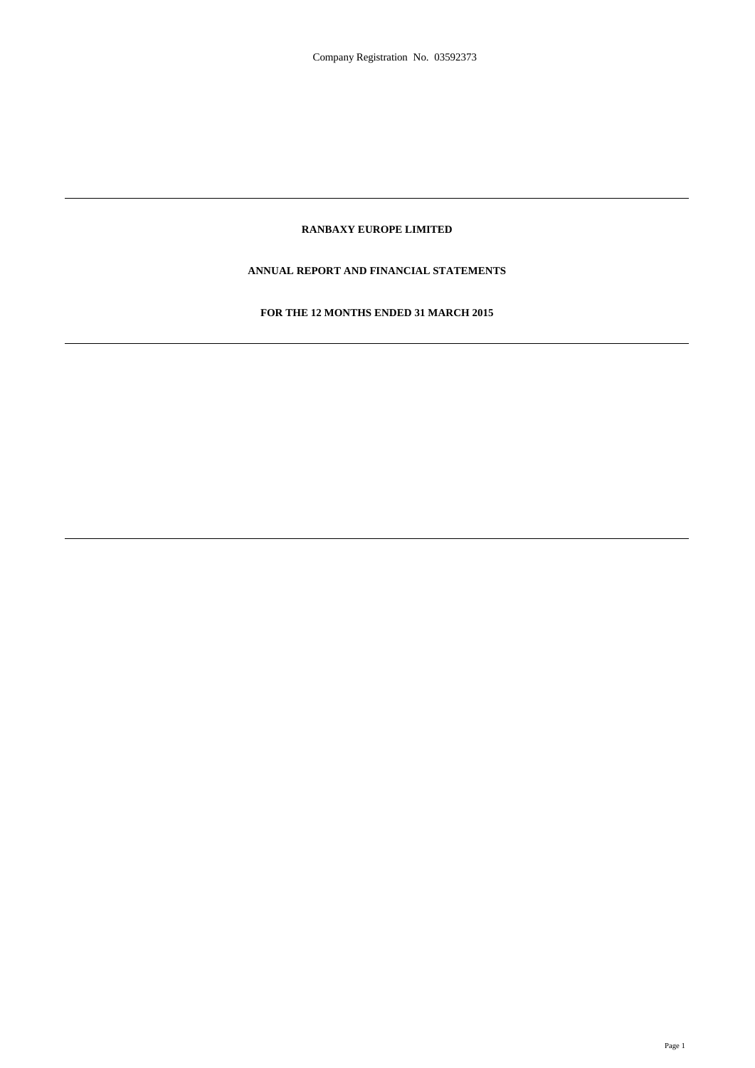Company Registration No. 03592373

# RANBAXY EUROPE LIMITED

## ANNUAL REPORT AND FINANCIAL STATEMENTS

## FOR THE 12 MONTHS ENDED 31 MARCH 2015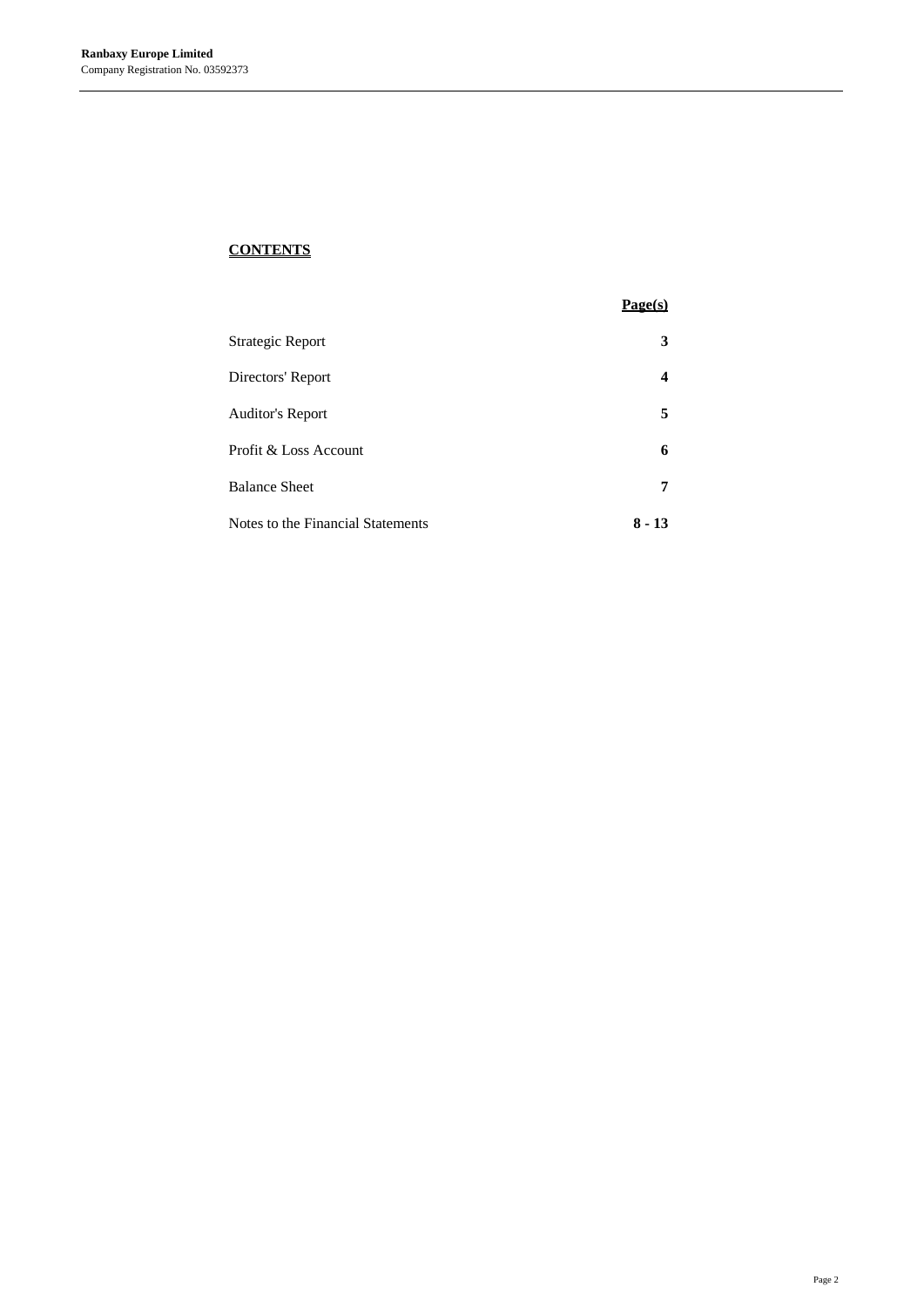## CONTENTS

| | Page(s) |
|---|---|
| Strategic Report | **3** |
| Directors' Report | **4** |
| Auditor's Report | **5** |
| Profit & Loss Account | **6** |
| Balance Sheet | **7** |
| Notes to the Financial Statements | **8 - 13** |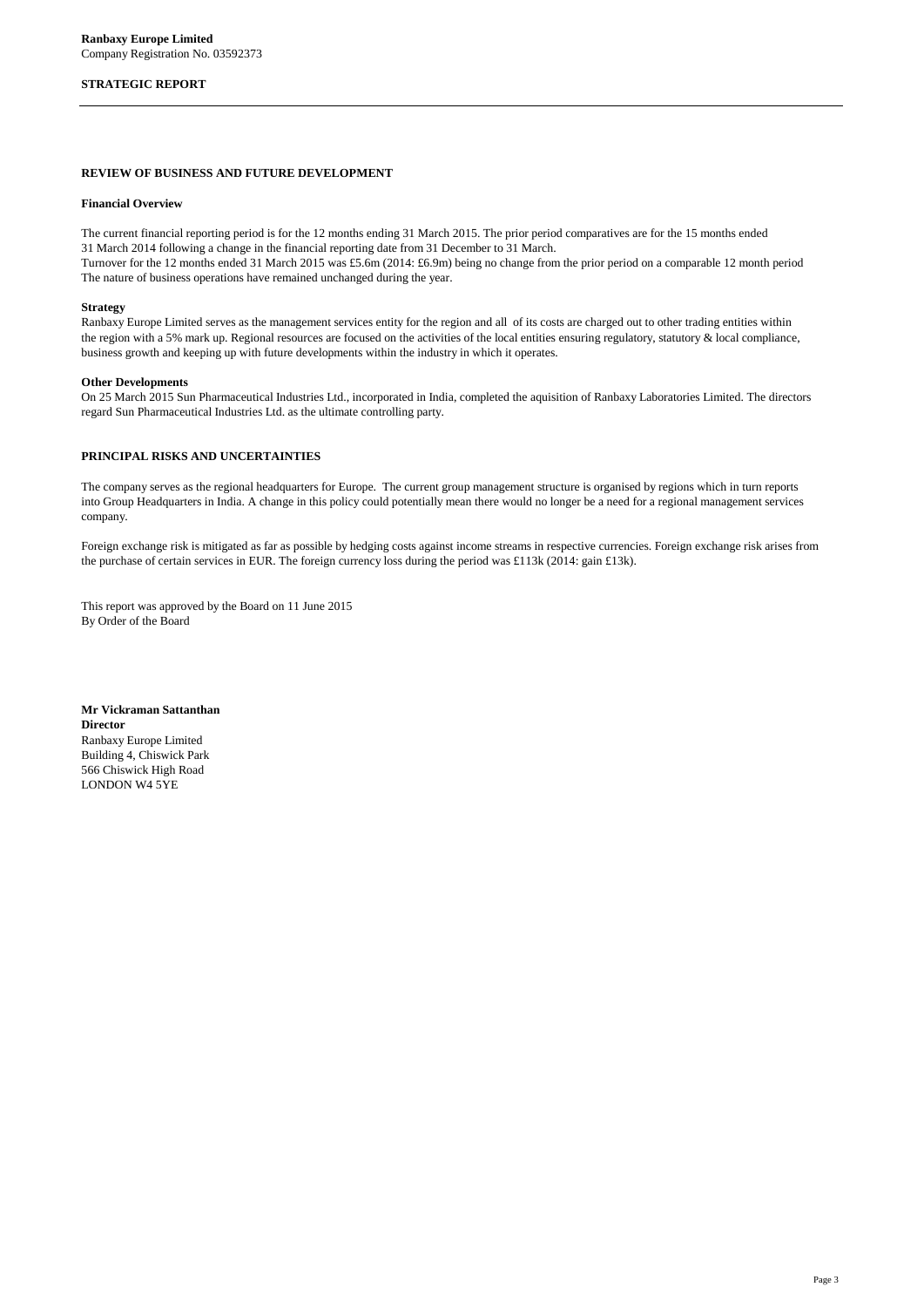**Ranbaxy Europe Limited**
Company Registration No. 03592373

## STRATEGIC REPORT

### REVIEW OF BUSINESS AND FUTURE DEVELOPMENT

**Financial Overview**

The current financial reporting period is for the 12 months ending 31 March 2015. The prior period comparatives are for the 15 months ended 31 March 2014 following a change in the financial reporting date from 31 December to 31 March.
Turnover for the 12 months ended 31 March 2015 was £5.6m (2014: £6.9m) being no change from the prior period on a comparable 12 month period
The nature of business operations have remained unchanged during the year.

**Strategy**
Ranbaxy Europe Limited serves as the management services entity for the region and all of its costs are charged out to other trading entities within the region with a 5% mark up. Regional resources are focused on the activities of the local entities ensuring regulatory, statutory & local compliance, business growth and keeping up with future developments within the industry in which it operates.

**Other Developments**
On 25 March 2015 Sun Pharmaceutical Industries Ltd., incorporated in India, completed the aquisition of Ranbaxy Laboratories Limited. The directors regard Sun Pharmaceutical Industries Ltd. as the ultimate controlling party.

### PRINCIPAL RISKS AND UNCERTAINTIES

The company serves as the regional headquarters for Europe. The current group management structure is organised by regions which in turn reports into Group Headquarters in India. A change in this policy could potentially mean there would no longer be a need for a regional management services company.

Foreign exchange risk is mitigated as far as possible by hedging costs against income streams in respective currencies. Foreign exchange risk arises from the purchase of certain services in EUR. The foreign currency loss during the period was £113k (2014: gain £13k).

This report was approved by the Board on 11 June 2015
By Order of the Board

**Mr Vickraman Sattanthan**
**Director**
Ranbaxy Europe Limited
Building 4, Chiswick Park
566 Chiswick High Road
LONDON W4 5YE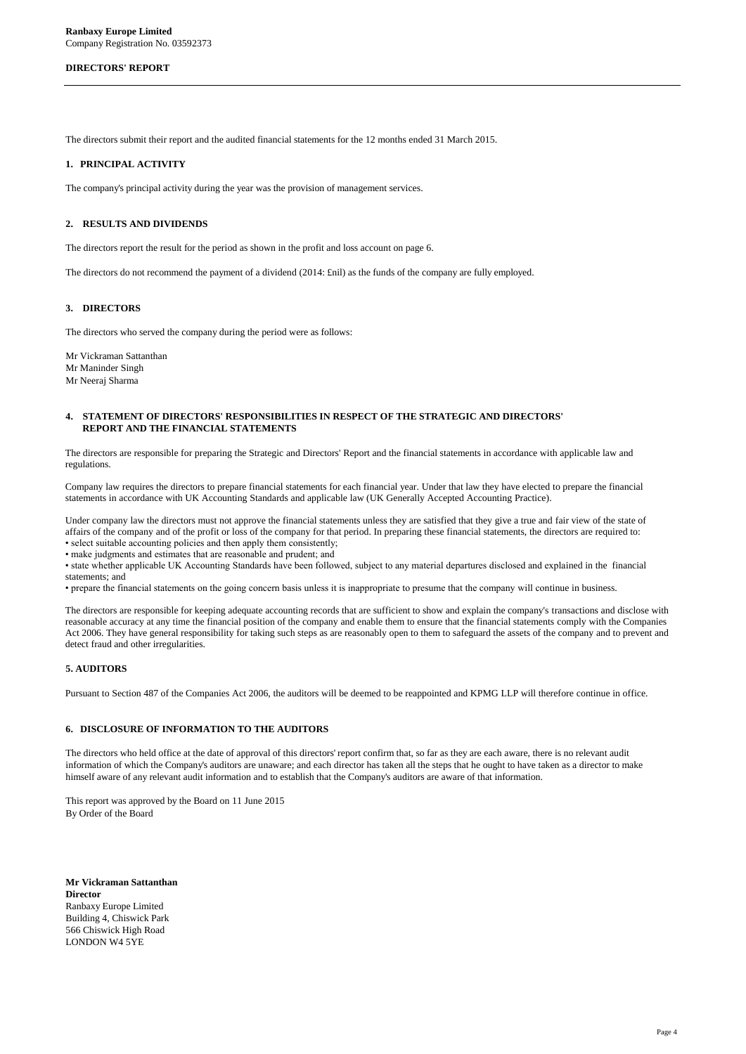**Ranbaxy Europe Limited**
Company Registration No. 03592373

**DIRECTORS' REPORT**

The directors submit their report and the audited financial statements for the 12 months ended 31 March 2015.

### 1. PRINCIPAL ACTIVITY

The company's principal activity during the year was the provision of management services.

### 2. RESULTS AND DIVIDENDS

The directors report the result for the period as shown in the profit and loss account on page 6.

The directors do not recommend the payment of a dividend (2014: £nil) as the funds of the company are fully employed.

### 3. DIRECTORS

The directors who served the company during the period were as follows:

Mr Vickraman Sattanthan
Mr Maninder Singh
Mr Neeraj Sharma

### 4. STATEMENT OF DIRECTORS' RESPONSIBILITIES IN RESPECT OF THE STRATEGIC AND DIRECTORS' REPORT AND THE FINANCIAL STATEMENTS

The directors are responsible for preparing the Strategic and Directors' Report and the financial statements in accordance with applicable law and regulations.

Company law requires the directors to prepare financial statements for each financial year. Under that law they have elected to prepare the financial statements in accordance with UK Accounting Standards and applicable law (UK Generally Accepted Accounting Practice).

Under company law the directors must not approve the financial statements unless they are satisfied that they give a true and fair view of the state of affairs of the company and of the profit or loss of the company for that period. In preparing these financial statements, the directors are required to:

- select suitable accounting policies and then apply them consistently;
- make judgments and estimates that are reasonable and prudent; and
- state whether applicable UK Accounting Standards have been followed, subject to any material departures disclosed and explained in the financial statements; and
- prepare the financial statements on the going concern basis unless it is inappropriate to presume that the company will continue in business.

The directors are responsible for keeping adequate accounting records that are sufficient to show and explain the company's transactions and disclose with reasonable accuracy at any time the financial position of the company and enable them to ensure that the financial statements comply with the Companies Act 2006. They have general responsibility for taking such steps as are reasonably open to them to safeguard the assets of the company and to prevent and detect fraud and other irregularities.

### 5. AUDITORS

Pursuant to Section 487 of the Companies Act 2006, the auditors will be deemed to be reappointed and KPMG LLP will therefore continue in office.

### 6. DISCLOSURE OF INFORMATION TO THE AUDITORS

The directors who held office at the date of approval of this directors' report confirm that, so far as they are each aware, there is no relevant audit information of which the Company's auditors are unaware; and each director has taken all the steps that he ought to have taken as a director to make himself aware of any relevant audit information and to establish that the Company's auditors are aware of that information.

This report was approved by the Board on 11 June 2015
By Order of the Board

**Mr Vickraman Sattanthan**
**Director**
Ranbaxy Europe Limited
Building 4, Chiswick Park
566 Chiswick High Road
LONDON W4 5YE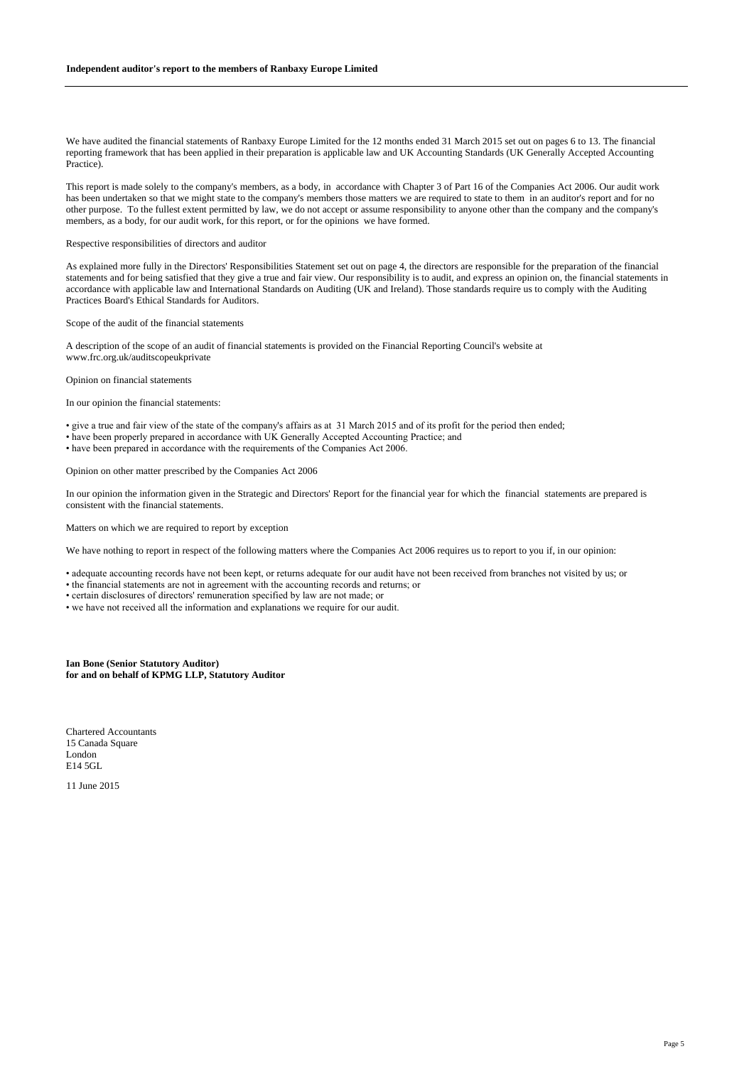**Independent auditor's report to the members of Ranbaxy Europe Limited**

We have audited the financial statements of Ranbaxy Europe Limited for the 12 months ended 31 March 2015 set out on pages 6 to 13. The financial reporting framework that has been applied in their preparation is applicable law and UK Accounting Standards (UK Generally Accepted Accounting Practice).

This report is made solely to the company's members, as a body, in accordance with Chapter 3 of Part 16 of the Companies Act 2006. Our audit work has been undertaken so that we might state to the company's members those matters we are required to state to them in an auditor's report and for no other purpose. To the fullest extent permitted by law, we do not accept or assume responsibility to anyone other than the company and the company's members, as a body, for our audit work, for this report, or for the opinions we have formed.

Respective responsibilities of directors and auditor

As explained more fully in the Directors' Responsibilities Statement set out on page 4, the directors are responsible for the preparation of the financial statements and for being satisfied that they give a true and fair view. Our responsibility is to audit, and express an opinion on, the financial statements in accordance with applicable law and International Standards on Auditing (UK and Ireland). Those standards require us to comply with the Auditing Practices Board's Ethical Standards for Auditors.

Scope of the audit of the financial statements

A description of the scope of an audit of financial statements is provided on the Financial Reporting Council's website at www.frc.org.uk/auditscopeukprivate

Opinion on financial statements

In our opinion the financial statements:

- give a true and fair view of the state of the company's affairs as at 31 March 2015 and of its profit for the period then ended;
- have been properly prepared in accordance with UK Generally Accepted Accounting Practice; and
- have been prepared in accordance with the requirements of the Companies Act 2006.

Opinion on other matter prescribed by the Companies Act 2006

In our opinion the information given in the Strategic and Directors' Report for the financial year for which the financial statements are prepared is consistent with the financial statements.

Matters on which we are required to report by exception

We have nothing to report in respect of the following matters where the Companies Act 2006 requires us to report to you if, in our opinion:

- adequate accounting records have not been kept, or returns adequate for our audit have not been received from branches not visited by us; or
- the financial statements are not in agreement with the accounting records and returns; or
- certain disclosures of directors' remuneration specified by law are not made; or
- we have not received all the information and explanations we require for our audit.

**Ian Bone (Senior Statutory Auditor)**
**for and on behalf of KPMG LLP, Statutory Auditor**

Chartered Accountants
15 Canada Square
London
E14 5GL

11 June 2015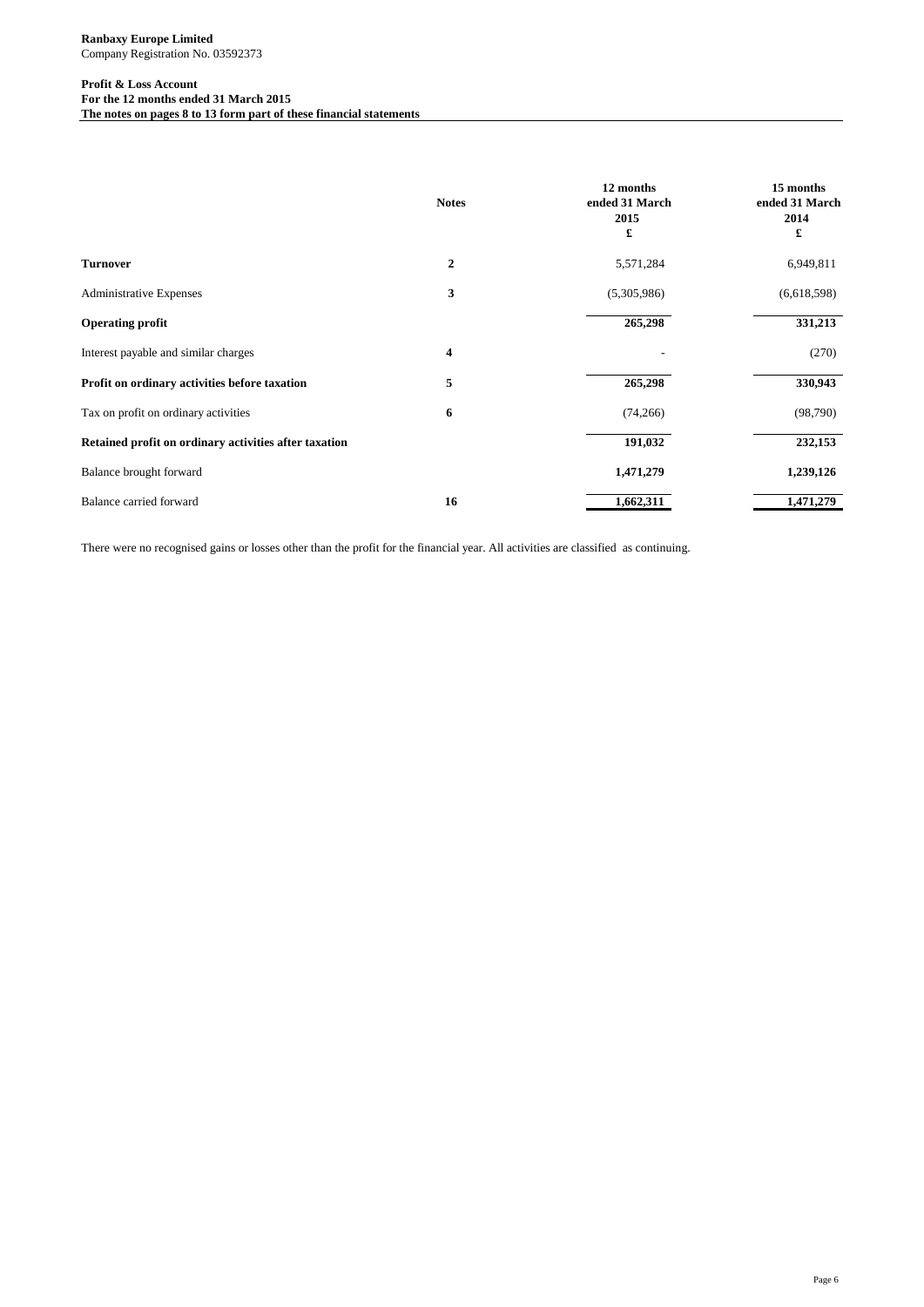**Ranbaxy Europe Limited**
Company Registration No. 03592373

**Profit & Loss Account**
**For the 12 months ended 31 March 2015**
**The notes on pages 8 to 13 form part of these financial statements**

| | Notes | 12 months ended 31 March 2015 £ | 15 months ended 31 March 2014 £ |
|---|---|---|---|
| **Turnover** | **2** | 5,571,284 | 6,949,811 |
| Administrative Expenses | **3** | (5,305,986) | (6,618,598) |
| **Operating profit** | | **265,298** | **331,213** |
| Interest payable and similar charges | **4** | - | (270) |
| **Profit on ordinary activities before taxation** | **5** | **265,298** | **330,943** |
| Tax on profit on ordinary activities | **6** | (74,266) | (98,790) |
| **Retained profit on ordinary activities after taxation** | | **191,032** | **232,153** |
| Balance brought forward | | **1,471,279** | **1,239,126** |
| Balance carried forward | **16** | **1,662,311** | **1,471,279** |

There were no recognised gains or losses other than the profit for the financial year. All activities are classified as continuing.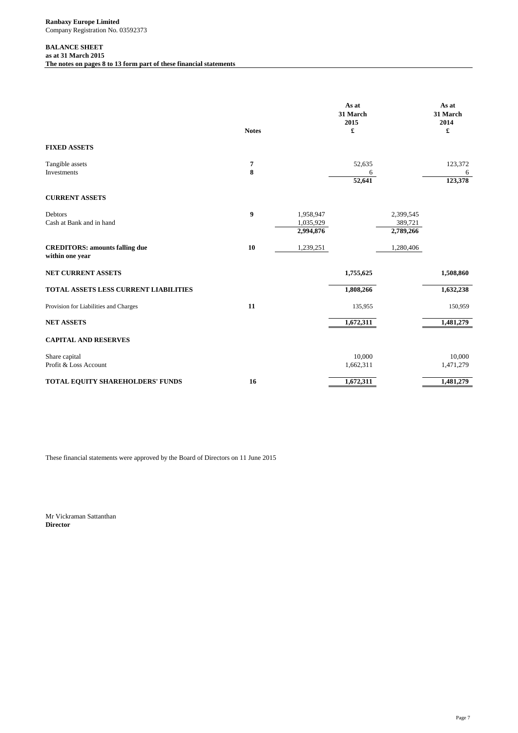**Ranbaxy Europe Limited**
Company Registration No. 03592373

**BALANCE SHEET**
**as at 31 March 2015**
**The notes on pages 8 to 13 form part of these financial statements**

| | Notes | | As at 31 March 2015 £ | | As at 31 March 2014 £ |
|---|---|---|---|---|---|
| **FIXED ASSETS** | | | | | |
| Tangible assets | 7 | | 52,635 | | 123,372 |
| Investments | 8 | | 6 | | 6 |
| | | | **52,641** | | **123,378** |
| **CURRENT ASSETS** | | | | | |
| Debtors | 9 | 1,958,947 | | 2,399,545 | |
| Cash at Bank and in hand | | 1,035,929 | | 389,721 | |
| | | **2,994,876** | | **2,789,266** | |
| **CREDITORS: amounts falling due within one year** | 10 | 1,239,251 | | 1,280,406 | |
| **NET CURRENT ASSETS** | | | **1,755,625** | | **1,508,860** |
| **TOTAL ASSETS LESS CURRENT LIABILITIES** | | | **1,808,266** | | **1,632,238** |
| Provision for Liabilities and Charges | 11 | | 135,955 | | 150,959 |
| **NET ASSETS** | | | **1,672,311** | | **1,481,279** |
| **CAPITAL AND RESERVES** | | | | | |
| Share capital | | | 10,000 | | 10,000 |
| Profit & Loss Account | | | 1,662,311 | | 1,471,279 |
| **TOTAL EQUITY SHAREHOLDERS' FUNDS** | 16 | | **1,672,311** | | **1,481,279** |

These financial statements were approved by the Board of Directors on 11 June 2015

Mr Vickraman Sattanthan
**Director**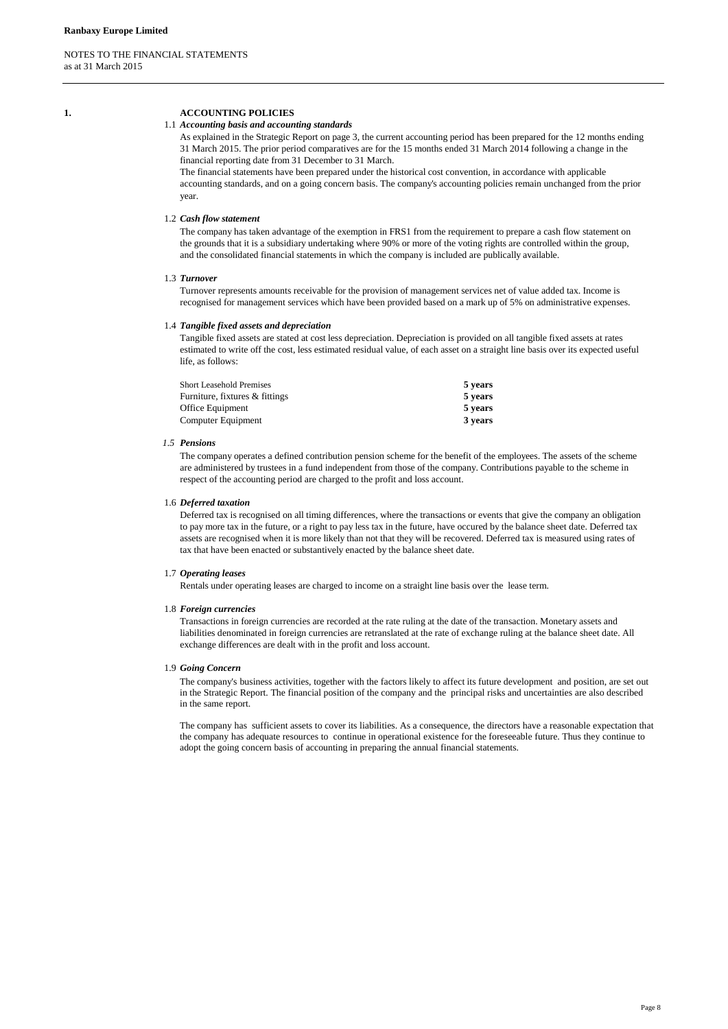**Ranbaxy Europe Limited**

NOTES TO THE FINANCIAL STATEMENTS
as at 31 March 2015

## 1. ACCOUNTING POLICIES

### 1.1 *Accounting basis and accounting standards*

As explained in the Strategic Report on page 3, the current accounting period has been prepared for the 12 months ending 31 March 2015. The prior period comparatives are for the 15 months ended 31 March 2014 following a change in the financial reporting date from 31 December to 31 March.

The financial statements have been prepared under the historical cost convention, in accordance with applicable accounting standards, and on a going concern basis. The company's accounting policies remain unchanged from the prior year.

### 1.2 *Cash flow statement*

The company has taken advantage of the exemption in FRS1 from the requirement to prepare a cash flow statement on the grounds that it is a subsidiary undertaking where 90% or more of the voting rights are controlled within the group, and the consolidated financial statements in which the company is included are publically available.

### 1.3 *Turnover*

Turnover represents amounts receivable for the provision of management services net of value added tax. Income is recognised for management services which have been provided based on a mark up of 5% on administrative expenses.

### 1.4 *Tangible fixed assets and depreciation*

Tangible fixed assets are stated at cost less depreciation. Depreciation is provided on all tangible fixed assets at rates estimated to write off the cost, less estimated residual value, of each asset on a straight line basis over its expected useful life, as follows:

| | |
|---|---|
| Short Leasehold Premises | **5 years** |
| Furniture, fixtures & fittings | **5 years** |
| Office Equipment | **5 years** |
| Computer Equipment | **3 years** |

### 1.5 *Pensions*

The company operates a defined contribution pension scheme for the benefit of the employees. The assets of the scheme are administered by trustees in a fund independent from those of the company. Contributions payable to the scheme in respect of the accounting period are charged to the profit and loss account.

### 1.6 *Deferred taxation*

Deferred tax is recognised on all timing differences, where the transactions or events that give the company an obligation to pay more tax in the future, or a right to pay less tax in the future, have occured by the balance sheet date. Deferred tax assets are recognised when it is more likely than not that they will be recovered. Deferred tax is measured using rates of tax that have been enacted or substantively enacted by the balance sheet date.

### 1.7 *Operating leases*

Rentals under operating leases are charged to income on a straight line basis over the lease term.

### 1.8 *Foreign currencies*

Transactions in foreign currencies are recorded at the rate ruling at the date of the transaction. Monetary assets and liabilities denominated in foreign currencies are retranslated at the rate of exchange ruling at the balance sheet date. All exchange differences are dealt with in the profit and loss account.

### 1.9 *Going Concern*

The company's business activities, together with the factors likely to affect its future development and position, are set out in the Strategic Report. The financial position of the company and the principal risks and uncertainties are also described in the same report.

The company has sufficient assets to cover its liabilities. As a consequence, the directors have a reasonable expectation that the company has adequate resources to continue in operational existence for the foreseeable future. Thus they continue to adopt the going concern basis of accounting in preparing the annual financial statements.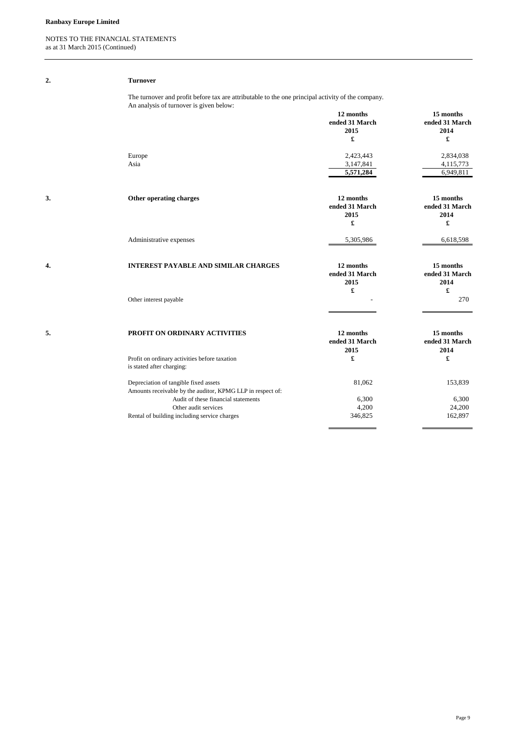**Ranbaxy Europe Limited**

NOTES TO THE FINANCIAL STATEMENTS
as at 31 March 2015 (Continued)

## 2. Turnover

The turnover and profit before tax are attributable to the one principal activity of the company.
An analysis of turnover is given below:

| | 12 months ended 31 March 2015 £ | 15 months ended 31 March 2014 £ |
|---|---|---|
| Europe | 2,423,443 | 2,834,038 |
| Asia | 3,147,841 | 4,115,773 |
| | **5,571,284** | 6,949,811 |

## 3. Other operating charges

| | 12 months ended 31 March 2015 £ | 15 months ended 31 March 2014 £ |
|---|---|---|
| Administrative expenses | 5,305,986 | 6,618,598 |

## 4. INTEREST PAYABLE AND SIMILAR CHARGES

| | 12 months ended 31 March 2015 £ | 15 months ended 31 March 2014 £ |
|---|---|---|
| Other interest payable | - | 270 |

## 5. PROFIT ON ORDINARY ACTIVITIES

| | 12 months ended 31 March 2015 £ | 15 months ended 31 March 2014 £ |
|---|---|---|
| Profit on ordinary activities before taxation is stated after charging: | | |
| Depreciation of tangible fixed assets | 81,062 | 153,839 |
| Amounts receivable by the auditor, KPMG LLP in respect of: | | |
| Audit of these financial statements | 6,300 | 6,300 |
| Other audit services | 4,200 | 24,200 |
| Rental of building including service charges | 346,825 | 162,897 |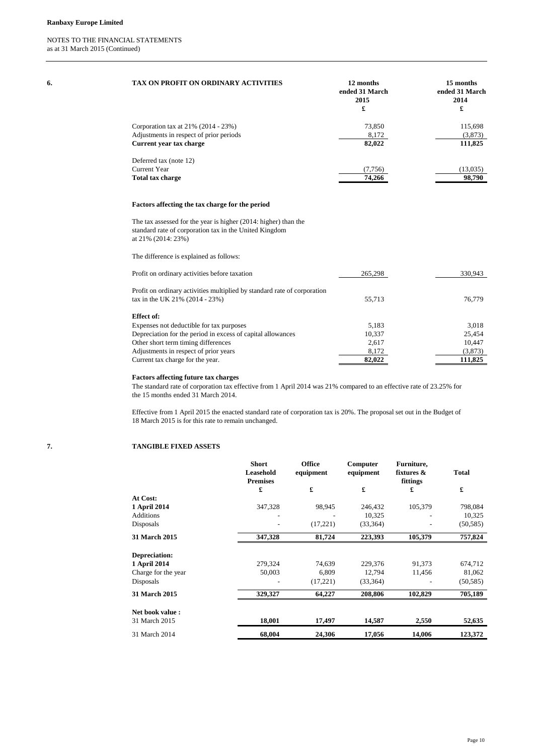**Ranbaxy Europe Limited**

NOTES TO THE FINANCIAL STATEMENTS
as at 31 March 2015 (Continued)

## 6. TAX ON PROFIT ON ORDINARY ACTIVITIES

| | 12 months ended 31 March 2015 £ | 15 months ended 31 March 2014 £ |
|---|---|---|
| Corporation tax at 21% (2014 - 23%) | 73,850 | 115,698 |
| Adjustments in respect of prior periods | 8,172 | (3,873) |
| **Current year tax charge** | **82,022** | **111,825** |
| Deferred tax (note 12) | | |
| Current Year | (7,756) | (13,035) |
| **Total tax charge** | **74,266** | **98,790** |

**Factors affecting the tax charge for the period**

The tax assessed for the year is higher (2014: higher) than the standard rate of corporation tax in the United Kingdom at 21% (2014: 23%)

The difference is explained as follows:

| | 2015 £ | 2014 £ |
|---|---|---|
| Profit on ordinary activities before taxation | 265,298 | 330,943 |
| Profit on ordinary activities multiplied by standard rate of corporation tax in the UK 21% (2014 - 23%) | 55,713 | 76,779 |
| **Effect of:** | | |
| Expenses not deductible for tax purposes | 5,183 | 3,018 |
| Depreciation for the period in excess of capital allowances | 10,337 | 25,454 |
| Other short term timing differences | 2,617 | 10,447 |
| Adjustments in respect of prior years | 8,172 | (3,873) |
| Current tax charge for the year. | **82,022** | **111,825** |

**Factors affecting future tax charges**

The standard rate of corporation tax effective from 1 April 2014 was 21% compared to an effective rate of 23.25% for the 15 months ended 31 March 2014.

Effective from 1 April 2015 the enacted standard rate of corporation tax is 20%. The proposal set out in the Budget of 18 March 2015 is for this rate to remain unchanged.

## 7. TANGIBLE FIXED ASSETS

| | Short Leasehold Premises £ | Office equipment £ | Computer equipment £ | Furniture, fixtures & fittings £ | Total £ |
|---|---|---|---|---|---|
| **At Cost:** | | | | | |
| **1 April 2014** | 347,328 | 98,945 | 246,432 | 105,379 | 798,084 |
| Additions | - | - | 10,325 | - | 10,325 |
| Disposals | - | (17,221) | (33,364) | - | (50,585) |
| **31 March 2015** | **347,328** | **81,724** | **223,393** | **105,379** | **757,824** |
| **Depreciation:** | | | | | |
| **1 April 2014** | 279,324 | 74,639 | 229,376 | 91,373 | 674,712 |
| Charge for the year | 50,003 | 6,809 | 12,794 | 11,456 | 81,062 |
| Disposals | - | (17,221) | (33,364) | - | (50,585) |
| **31 March 2015** | **329,327** | **64,227** | **208,806** | **102,829** | **705,189** |
| **Net book value :** | | | | | |
| 31 March 2015 | **18,001** | **17,497** | **14,587** | **2,550** | **52,635** |
| 31 March 2014 | **68,004** | **24,306** | **17,056** | **14,006** | **123,372** |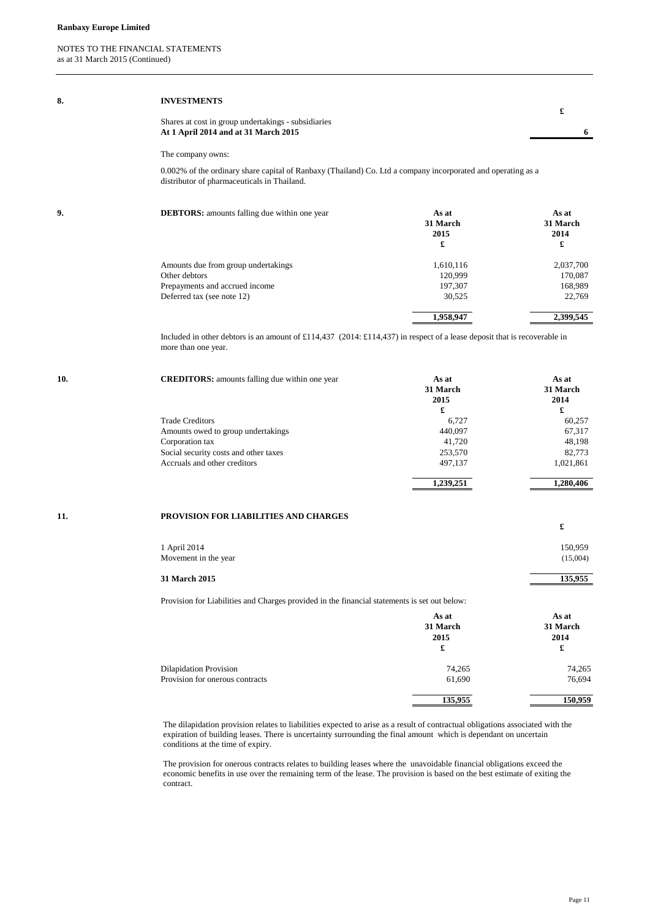**Ranbaxy Europe Limited**

NOTES TO THE FINANCIAL STATEMENTS
as at 31 March 2015 (Continued)

## 8. INVESTMENTS

| | £ |
|---|---|
| Shares at cost in group undertakings - subsidiaries | |
| **At 1 April 2014 and at 31 March 2015** | **6** |

The company owns:

0.002% of the ordinary share capital of Ranbaxy (Thailand) Co. Ltd a company incorporated and operating as a distributor of pharmaceuticals in Thailand.

## 9. DEBTORS: amounts falling due within one year

| | As at 31 March 2015 £ | As at 31 March 2014 £ |
|---|---|---|
| Amounts due from group undertakings | 1,610,116 | 2,037,700 |
| Other debtors | 120,999 | 170,087 |
| Prepayments and accrued income | 197,307 | 168,989 |
| Deferred tax (see note 12) | 30,525 | 22,769 |
| | **1,958,947** | **2,399,545** |

Included in other debtors is an amount of £114,437 (2014: £114,437) in respect of a lease deposit that is recoverable in more than one year.

## 10. CREDITORS: amounts falling due within one year

| | As at 31 March 2015 £ | As at 31 March 2014 £ |
|---|---|---|
| Trade Creditors | 6,727 | 60,257 |
| Amounts owed to group undertakings | 440,097 | 67,317 |
| Corporation tax | 41,720 | 48,198 |
| Social security costs and other taxes | 253,570 | 82,773 |
| Accruals and other creditors | 497,137 | 1,021,861 |
| | **1,239,251** | **1,280,406** |

## 11. PROVISION FOR LIABILITIES AND CHARGES

| | £ |
|---|---|
| 1 April 2014 | 150,959 |
| Movement in the year | (15,004) |
| **31 March 2015** | **135,955** |

Provision for Liabilities and Charges provided in the financial statements is set out below:

| | As at 31 March 2015 £ | As at 31 March 2014 £ |
|---|---|---|
| Dilapidation Provision | 74,265 | 74,265 |
| Provision for onerous contracts | 61,690 | 76,694 |
| | **135,955** | **150,959** |

The dilapidation provision relates to liabilities expected to arise as a result of contractual obligations associated with the expiration of building leases. There is uncertainty surrounding the final amount which is dependant on uncertain conditions at the time of expiry.

The provision for onerous contracts relates to building leases where the unavoidable financial obligations exceed the economic benefits in use over the remaining term of the lease. The provision is based on the best estimate of exiting the contract.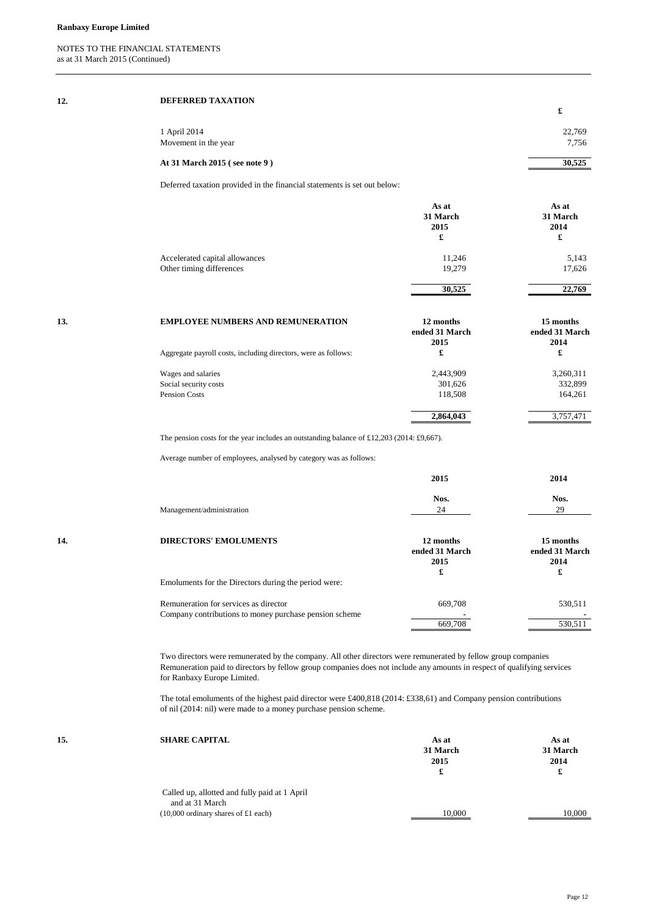**Ranbaxy Europe Limited**

NOTES TO THE FINANCIAL STATEMENTS
as at 31 March 2015 (Continued)

## 12. DEFERRED TAXATION

| | £ |
|---|---|
| 1 April 2014 | 22,769 |
| Movement in the year | 7,756 |
| **At 31 March 2015 ( see note 9 )** | **30,525** |

Deferred taxation provided in the financial statements is set out below:

| | As at 31 March 2015 £ | As at 31 March 2014 £ |
|---|---|---|
| Accelerated capital allowances | 11,246 | 5,143 |
| Other timing differences | 19,279 | 17,626 |
| | **30,525** | **22,769** |

## 13. EMPLOYEE NUMBERS AND REMUNERATION

| | 12 months ended 31 March 2015 £ | 15 months ended 31 March 2014 £ |
|---|---|---|
| Aggregate payroll costs, including directors, were as follows: | | |
| Wages and salaries | 2,443,909 | 3,260,311 |
| Social security costs | 301,626 | 332,899 |
| Pension Costs | 118,508 | 164,261 |
| | **2,864,043** | 3,757,471 |

The pension costs for the year includes an outstanding balance of £12,203 (2014: £9,667).

Average number of employees, analysed by category was as follows:

| | 2015 Nos. | 2014 Nos. |
|---|---|---|
| Management/administration | 24 | 29 |

## 14. DIRECTORS' EMOLUMENTS

| | 12 months ended 31 March 2015 £ | 15 months ended 31 March 2014 £ |
|---|---|---|
| Emoluments for the Directors during the period were: | | |
| Remuneration for services as director | 669,708 | 530,511 |
| Company contributions to money purchase pension scheme | - | - |
| | 669,708 | 530,511 |

Two directors were remunerated by the company. All other directors were remunerated by fellow group companies Remuneration paid to directors by fellow group companies does not include any amounts in respect of qualifying services for Ranbaxy Europe Limited.

The total emoluments of the highest paid director were £400,818 (2014: £338,61) and Company pension contributions of nil (2014: nil) were made to a money purchase pension scheme.

## 15. SHARE CAPITAL

| | As at 31 March 2015 £ | As at 31 March 2014 £ |
|---|---|---|
| Called up, allotted and fully paid at 1 April and at 31 March (10,000 ordinary shares of £1 each) | 10,000 | 10,000 |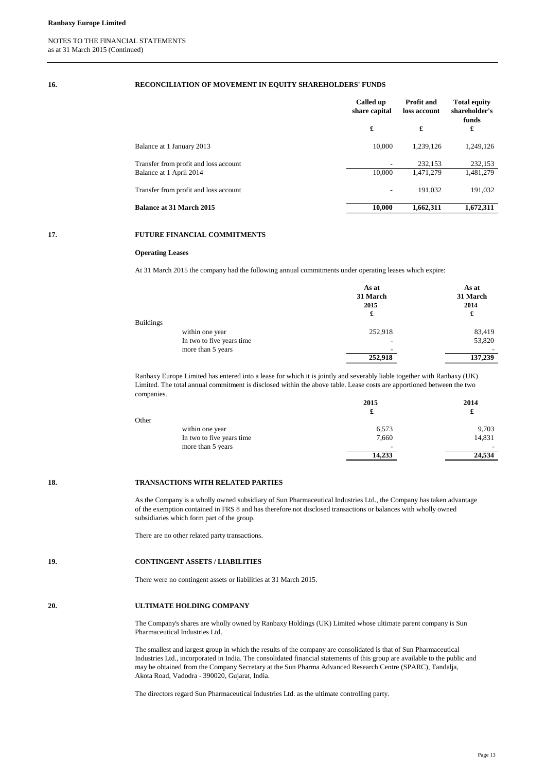**Ranbaxy Europe Limited**

NOTES TO THE FINANCIAL STATEMENTS
as at 31 March 2015 (Continued)

## 16. RECONCILIATION OF MOVEMENT IN EQUITY SHAREHOLDERS' FUNDS

| | Called up share capital | Profit and loss account | Total equity shareholder's funds |
|---|---|---|---|
| | £ | £ | £ |
| Balance at 1 January 2013 | 10,000 | 1,239,126 | 1,249,126 |
| Transfer from profit and loss account | - | 232,153 | 232,153 |
| Balance at 1 April 2014 | 10,000 | 1,471,279 | 1,481,279 |
| Transfer from profit and loss account | - | 191,032 | 191,032 |
| **Balance at 31 March 2015** | **10,000** | **1,662,311** | **1,672,311** |

## 17. FUTURE FINANCIAL COMMITMENTS

**Operating Leases**

At 31 March 2015 the company had the following annual commitments under operating leases which expire:

| | As at 31 March 2015 | As at 31 March 2014 |
|---|---|---|
| | £ | £ |
| Buildings | | |
| within one year | 252,918 | 83,419 |
| In two to five years time | - | 53,820 |
| more than 5 years | - | - |
| | **252,918** | **137,239** |

Ranbaxy Europe Limited has entered into a lease for which it is jointly and severably liable together with Ranbaxy (UK) Limited. The total annual commitment is disclosed within the above table. Lease costs are apportioned between the two companies.

| | 2015 | 2014 |
|---|---|---|
| | £ | £ |
| Other | | |
| within one year | 6,573 | 9,703 |
| In two to five years time | 7,660 | 14,831 |
| more than 5 years | - | - |
| | **14,233** | **24,534** |

## 18. TRANSACTIONS WITH RELATED PARTIES

As the Company is a wholly owned subsidiary of Sun Pharmaceutical Industries Ltd., the Company has taken advantage of the exemption contained in FRS 8 and has therefore not disclosed transactions or balances with wholly owned subsidiaries which form part of the group.

There are no other related party transactions.

## 19. CONTINGENT ASSETS / LIABILITIES

There were no contingent assets or liabilities at 31 March 2015.

## 20. ULTIMATE HOLDING COMPANY

The Company's shares are wholly owned by Ranbaxy Holdings (UK) Limited whose ultimate parent company is Sun Pharmaceutical Industries Ltd.

The smallest and largest group in which the results of the company are consolidated is that of Sun Pharmaceutical Industries Ltd., incorporated in India. The consolidated financial statements of this group are available to the public and may be obtained from the Company Secretary at the Sun Pharma Advanced Research Centre (SPARC), Tandalja, Akota Road, Vadodra - 390020, Gujarat, India.

The directors regard Sun Pharmaceutical Industries Ltd. as the ultimate controlling party.